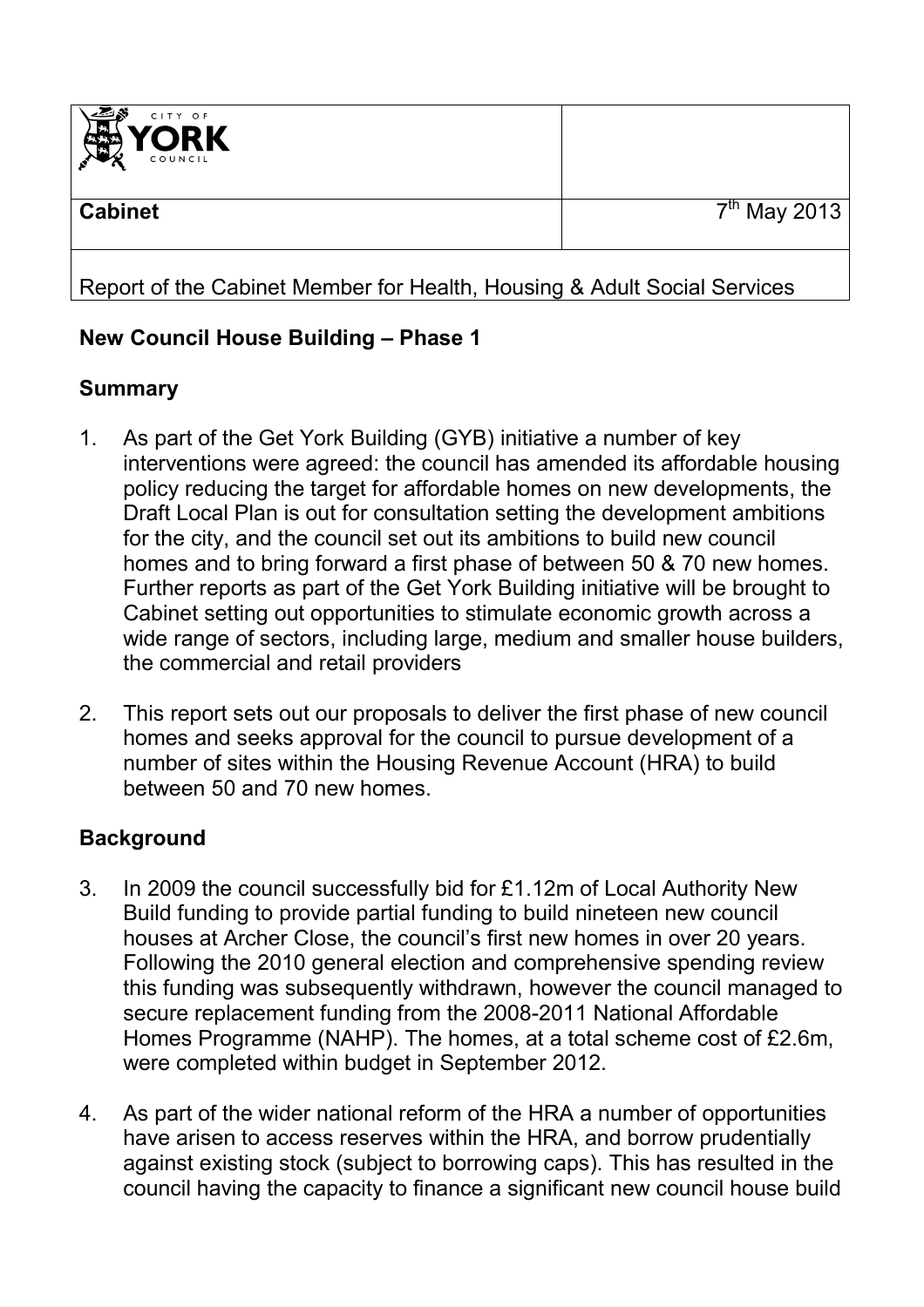| CITY OF YORK COUNCIL | |
|---|---|
| **Cabinet** | 7th May 2013 |

Report of the Cabinet Member for Health, Housing & Adult Social Services

## New Council House Building – Phase 1

### Summary

1. As part of the Get York Building (GYB) initiative a number of key interventions were agreed: the council has amended its affordable housing policy reducing the target for affordable homes on new developments, the Draft Local Plan is out for consultation setting the development ambitions for the city, and the council set out its ambitions to build new council homes and to bring forward a first phase of between 50 & 70 new homes. Further reports as part of the Get York Building initiative will be brought to Cabinet setting out opportunities to stimulate economic growth across a wide range of sectors, including large, medium and smaller house builders, the commercial and retail providers

2. This report sets out our proposals to deliver the first phase of new council homes and seeks approval for the council to pursue development of a number of sites within the Housing Revenue Account (HRA) to build between 50 and 70 new homes.

### Background

3. In 2009 the council successfully bid for £1.12m of Local Authority New Build funding to provide partial funding to build nineteen new council houses at Archer Close, the council's first new homes in over 20 years. Following the 2010 general election and comprehensive spending review this funding was subsequently withdrawn, however the council managed to secure replacement funding from the 2008-2011 National Affordable Homes Programme (NAHP). The homes, at a total scheme cost of £2.6m, were completed within budget in September 2012.

4. As part of the wider national reform of the HRA a number of opportunities have arisen to access reserves within the HRA, and borrow prudentially against existing stock (subject to borrowing caps). This has resulted in the council having the capacity to finance a significant new council house build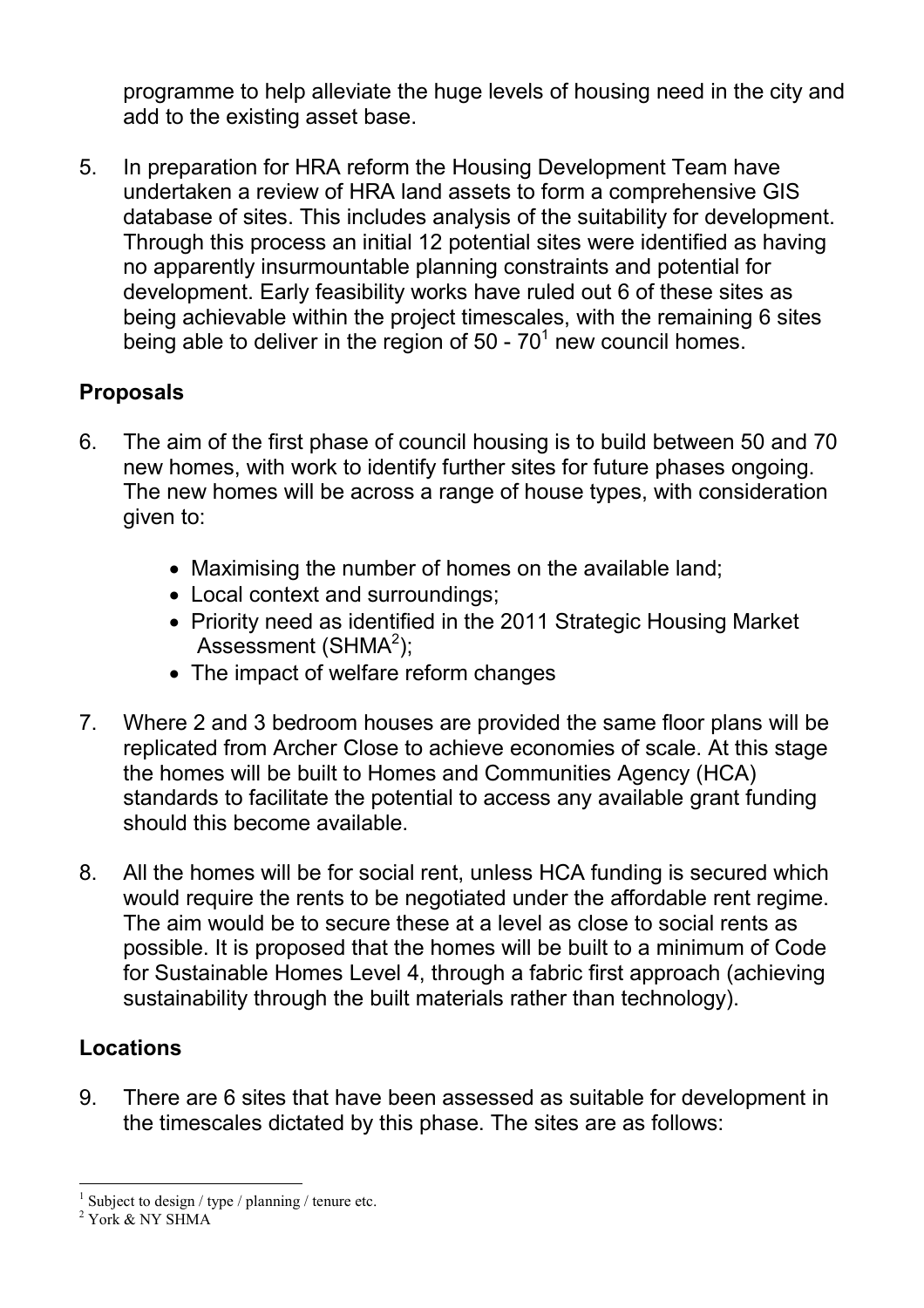programme to help alleviate the huge levels of housing need in the city and add to the existing asset base.

5. In preparation for HRA reform the Housing Development Team have undertaken a review of HRA land assets to form a comprehensive GIS database of sites. This includes analysis of the suitability for development. Through this process an initial 12 potential sites were identified as having no apparently insurmountable planning constraints and potential for development. Early feasibility works have ruled out 6 of these sites as being achievable within the project timescales, with the remaining 6 sites being able to deliver in the region of 50 - 70[1] new council homes.

## Proposals

6. The aim of the first phase of council housing is to build between 50 and 70 new homes, with work to identify further sites for future phases ongoing. The new homes will be across a range of house types, with consideration given to:

   - Maximising the number of homes on the available land;
   - Local context and surroundings;
   - Priority need as identified in the 2011 Strategic Housing Market Assessment (SHMA[2]);
   - The impact of welfare reform changes

7. Where 2 and 3 bedroom houses are provided the same floor plans will be replicated from Archer Close to achieve economies of scale. At this stage the homes will be built to Homes and Communities Agency (HCA) standards to facilitate the potential to access any available grant funding should this become available.

8. All the homes will be for social rent, unless HCA funding is secured which would require the rents to be negotiated under the affordable rent regime. The aim would be to secure these at a level as close to social rents as possible. It is proposed that the homes will be built to a minimum of Code for Sustainable Homes Level 4, through a fabric first approach (achieving sustainability through the built materials rather than technology).

## Locations

9. There are 6 sites that have been assessed as suitable for development in the timescales dictated by this phase. The sites are as follows:

---

[1] Subject to design / type / planning / tenure etc.

[2] York & NY SHMA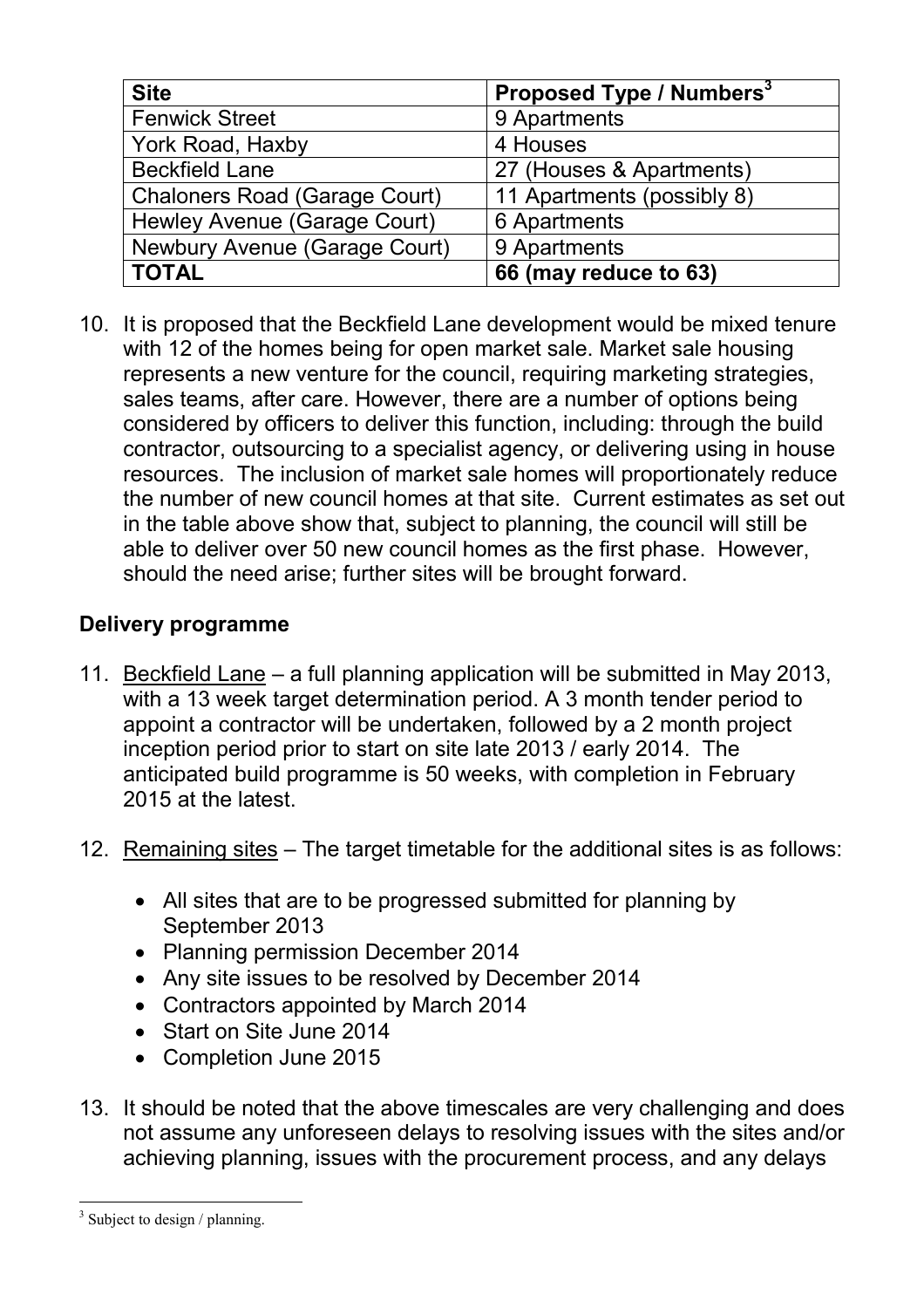| Site | Proposed Type / Numbers[3] |
|---|---|
| Fenwick Street | 9 Apartments |
| York Road, Haxby | 4 Houses |
| Beckfield Lane | 27 (Houses & Apartments) |
| Chaloners Road (Garage Court) | 11 Apartments (possibly 8) |
| Hewley Avenue (Garage Court) | 6 Apartments |
| Newbury Avenue (Garage Court) | 9 Apartments |
| **TOTAL** | **66 (may reduce to 63)** |

10. It is proposed that the Beckfield Lane development would be mixed tenure with 12 of the homes being for open market sale. Market sale housing represents a new venture for the council, requiring marketing strategies, sales teams, after care. However, there are a number of options being considered by officers to deliver this function, including: through the build contractor, outsourcing to a specialist agency, or delivering using in house resources. The inclusion of market sale homes will proportionately reduce the number of new council homes at that site. Current estimates as set out in the table above show that, subject to planning, the council will still be able to deliver over 50 new council homes as the first phase. However, should the need arise; further sites will be brought forward.

**Delivery programme**

11. Beckfield Lane – a full planning application will be submitted in May 2013, with a 13 week target determination period. A 3 month tender period to appoint a contractor will be undertaken, followed by a 2 month project inception period prior to start on site late 2013 / early 2014. The anticipated build programme is 50 weeks, with completion in February 2015 at the latest.

12. Remaining sites – The target timetable for the additional sites is as follows:

    - All sites that are to be progressed submitted for planning by September 2013
    - Planning permission December 2014
    - Any site issues to be resolved by December 2014
    - Contractors appointed by March 2014
    - Start on Site June 2014
    - Completion June 2015

13. It should be noted that the above timescales are very challenging and does not assume any unforeseen delays to resolving issues with the sites and/or achieving planning, issues with the procurement process, and any delays

[3] Subject to design / planning.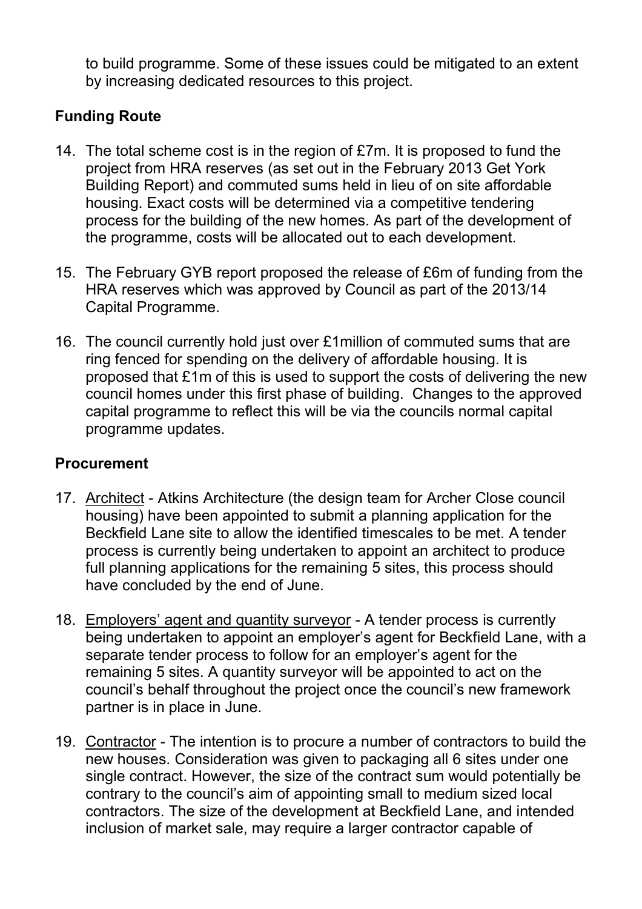to build programme. Some of these issues could be mitigated to an extent by increasing dedicated resources to this project.

## Funding Route

14. The total scheme cost is in the region of £7m. It is proposed to fund the project from HRA reserves (as set out in the February 2013 Get York Building Report) and commuted sums held in lieu of on site affordable housing. Exact costs will be determined via a competitive tendering process for the building of the new homes. As part of the development of the programme, costs will be allocated out to each development.

15. The February GYB report proposed the release of £6m of funding from the HRA reserves which was approved by Council as part of the 2013/14 Capital Programme.

16. The council currently hold just over £1million of commuted sums that are ring fenced for spending on the delivery of affordable housing. It is proposed that £1m of this is used to support the costs of delivering the new council homes under this first phase of building. Changes to the approved capital programme to reflect this will be via the councils normal capital programme updates.

## Procurement

17. Architect - Atkins Architecture (the design team for Archer Close council housing) have been appointed to submit a planning application for the Beckfield Lane site to allow the identified timescales to be met. A tender process is currently being undertaken to appoint an architect to produce full planning applications for the remaining 5 sites, this process should have concluded by the end of June.

18. Employers' agent and quantity surveyor - A tender process is currently being undertaken to appoint an employer's agent for Beckfield Lane, with a separate tender process to follow for an employer's agent for the remaining 5 sites. A quantity surveyor will be appointed to act on the council's behalf throughout the project once the council's new framework partner is in place in June.

19. Contractor - The intention is to procure a number of contractors to build the new houses. Consideration was given to packaging all 6 sites under one single contract. However, the size of the contract sum would potentially be contrary to the council's aim of appointing small to medium sized local contractors. The size of the development at Beckfield Lane, and intended inclusion of market sale, may require a larger contractor capable of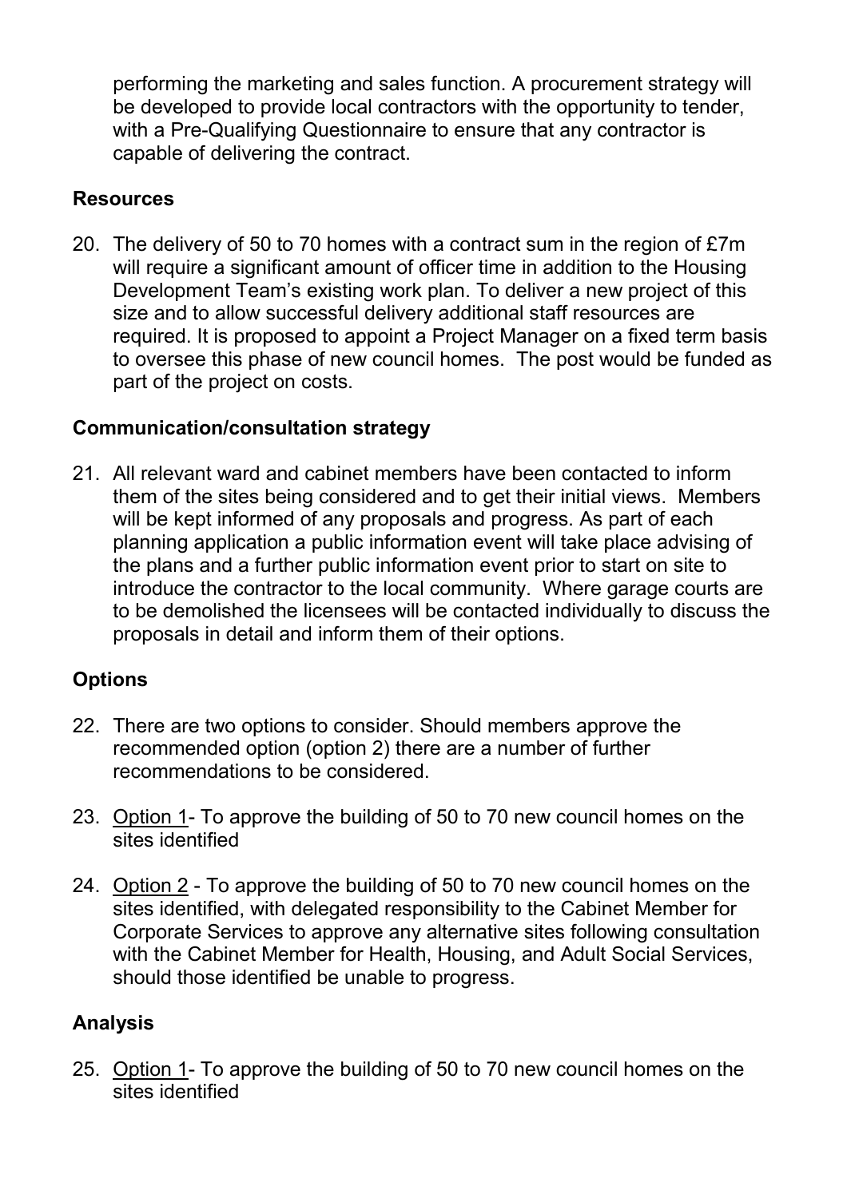performing the marketing and sales function. A procurement strategy will be developed to provide local contractors with the opportunity to tender, with a Pre-Qualifying Questionnaire to ensure that any contractor is capable of delivering the contract.

## Resources

20. The delivery of 50 to 70 homes with a contract sum in the region of £7m will require a significant amount of officer time in addition to the Housing Development Team's existing work plan. To deliver a new project of this size and to allow successful delivery additional staff resources are required. It is proposed to appoint a Project Manager on a fixed term basis to oversee this phase of new council homes. The post would be funded as part of the project on costs.

## Communication/consultation strategy

21. All relevant ward and cabinet members have been contacted to inform them of the sites being considered and to get their initial views. Members will be kept informed of any proposals and progress. As part of each planning application a public information event will take place advising of the plans and a further public information event prior to start on site to introduce the contractor to the local community. Where garage courts are to be demolished the licensees will be contacted individually to discuss the proposals in detail and inform them of their options.

## Options

22. There are two options to consider. Should members approve the recommended option (option 2) there are a number of further recommendations to be considered.

23. Option 1- To approve the building of 50 to 70 new council homes on the sites identified

24. Option 2 - To approve the building of 50 to 70 new council homes on the sites identified, with delegated responsibility to the Cabinet Member for Corporate Services to approve any alternative sites following consultation with the Cabinet Member for Health, Housing, and Adult Social Services, should those identified be unable to progress.

## Analysis

25. Option 1- To approve the building of 50 to 70 new council homes on the sites identified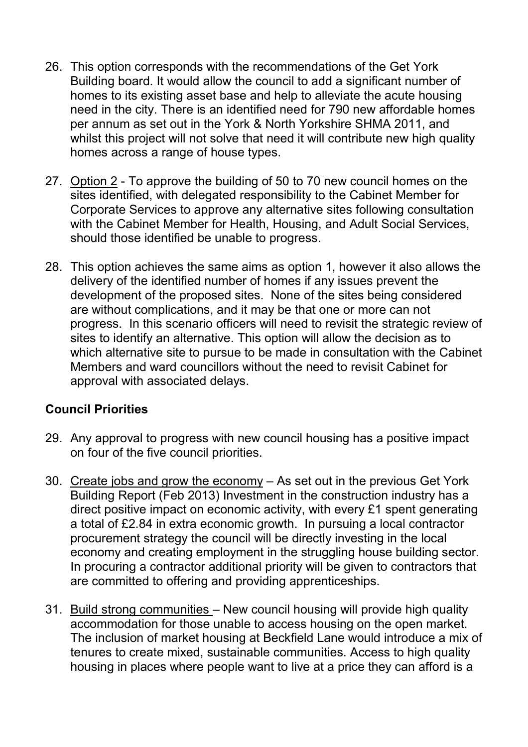26. This option corresponds with the recommendations of the Get York Building board. It would allow the council to add a significant number of homes to its existing asset base and help to alleviate the acute housing need in the city. There is an identified need for 790 new affordable homes per annum as set out in the York & North Yorkshire SHMA 2011, and whilst this project will not solve that need it will contribute new high quality homes across a range of house types.

27. Option 2 - To approve the building of 50 to 70 new council homes on the sites identified, with delegated responsibility to the Cabinet Member for Corporate Services to approve any alternative sites following consultation with the Cabinet Member for Health, Housing, and Adult Social Services, should those identified be unable to progress.

28. This option achieves the same aims as option 1, however it also allows the delivery of the identified number of homes if any issues prevent the development of the proposed sites. None of the sites being considered are without complications, and it may be that one or more can not progress. In this scenario officers will need to revisit the strategic review of sites to identify an alternative. This option will allow the decision as to which alternative site to pursue to be made in consultation with the Cabinet Members and ward councillors without the need to revisit Cabinet for approval with associated delays.

**Council Priorities**

29. Any approval to progress with new council housing has a positive impact on four of the five council priorities.

30. Create jobs and grow the economy – As set out in the previous Get York Building Report (Feb 2013) Investment in the construction industry has a direct positive impact on economic activity, with every £1 spent generating a total of £2.84 in extra economic growth. In pursuing a local contractor procurement strategy the council will be directly investing in the local economy and creating employment in the struggling house building sector. In procuring a contractor additional priority will be given to contractors that are committed to offering and providing apprenticeships.

31. Build strong communities – New council housing will provide high quality accommodation for those unable to access housing on the open market. The inclusion of market housing at Beckfield Lane would introduce a mix of tenures to create mixed, sustainable communities. Access to high quality housing in places where people want to live at a price they can afford is a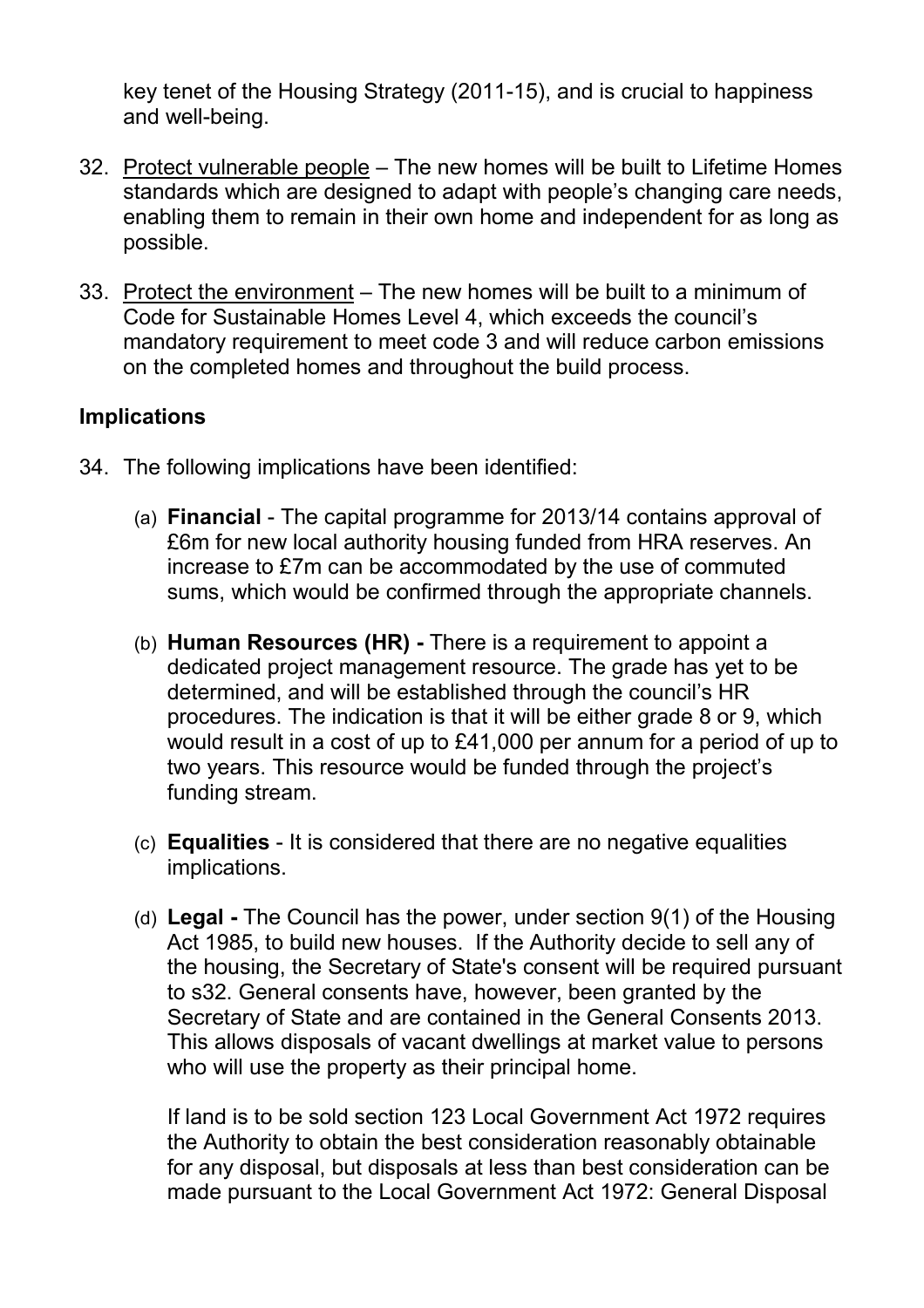key tenet of the Housing Strategy (2011-15), and is crucial to happiness and well-being.

32. Protect vulnerable people – The new homes will be built to Lifetime Homes standards which are designed to adapt with people's changing care needs, enabling them to remain in their own home and independent for as long as possible.

33. Protect the environment – The new homes will be built to a minimum of Code for Sustainable Homes Level 4, which exceeds the council's mandatory requirement to meet code 3 and will reduce carbon emissions on the completed homes and throughout the build process.

**Implications**

34. The following implications have been identified:

    (a) **Financial** - The capital programme for 2013/14 contains approval of £6m for new local authority housing funded from HRA reserves. An increase to £7m can be accommodated by the use of commuted sums, which would be confirmed through the appropriate channels.

    (b) **Human Resources (HR) -** There is a requirement to appoint a dedicated project management resource. The grade has yet to be determined, and will be established through the council's HR procedures. The indication is that it will be either grade 8 or 9, which would result in a cost of up to £41,000 per annum for a period of up to two years. This resource would be funded through the project's funding stream.

    (c) **Equalities** - It is considered that there are no negative equalities implications.

    (d) **Legal -** The Council has the power, under section 9(1) of the Housing Act 1985, to build new houses. If the Authority decide to sell any of the housing, the Secretary of State's consent will be required pursuant to s32. General consents have, however, been granted by the Secretary of State and are contained in the General Consents 2013. This allows disposals of vacant dwellings at market value to persons who will use the property as their principal home.

        If land is to be sold section 123 Local Government Act 1972 requires the Authority to obtain the best consideration reasonably obtainable for any disposal, but disposals at less than best consideration can be made pursuant to the Local Government Act 1972: General Disposal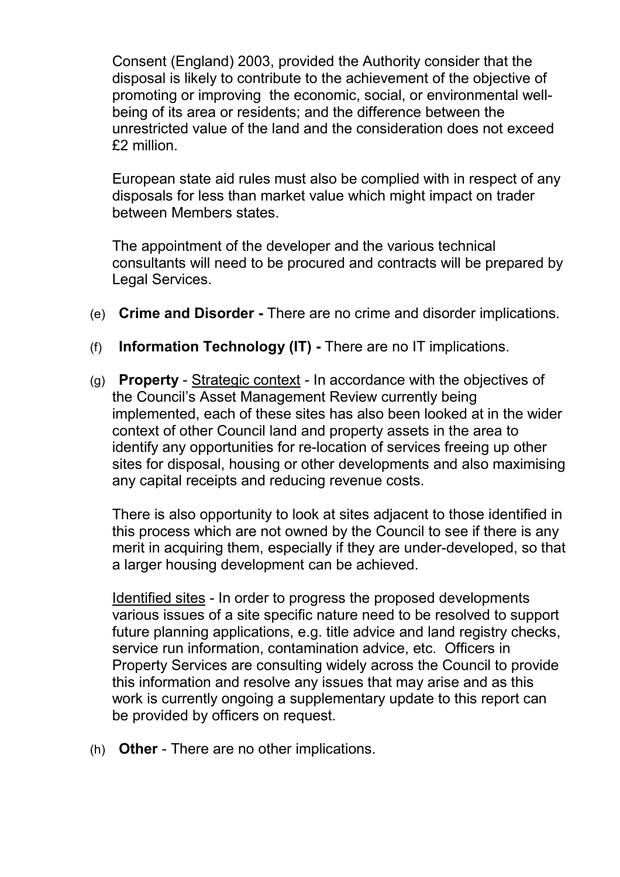Consent (England) 2003, provided the Authority consider that the disposal is likely to contribute to the achievement of the objective of promoting or improving the economic, social, or environmental well-being of its area or residents; and the difference between the unrestricted value of the land and the consideration does not exceed £2 million.

European state aid rules must also be complied with in respect of any disposals for less than market value which might impact on trader between Members states.

The appointment of the developer and the various technical consultants will need to be procured and contracts will be prepared by Legal Services.

(e) **Crime and Disorder -** There are no crime and disorder implications.

(f) **Information Technology (IT) -** There are no IT implications.

(g) **Property** - Strategic context - In accordance with the objectives of the Council's Asset Management Review currently being implemented, each of these sites has also been looked at in the wider context of other Council land and property assets in the area to identify any opportunities for re-location of services freeing up other sites for disposal, housing or other developments and also maximising any capital receipts and reducing revenue costs.

There is also opportunity to look at sites adjacent to those identified in this process which are not owned by the Council to see if there is any merit in acquiring them, especially if they are under-developed, so that a larger housing development can be achieved.

Identified sites - In order to progress the proposed developments various issues of a site specific nature need to be resolved to support future planning applications, e.g. title advice and land registry checks, service run information, contamination advice, etc. Officers in Property Services are consulting widely across the Council to provide this information and resolve any issues that may arise and as this work is currently ongoing a supplementary update to this report can be provided by officers on request.

(h) **Other** - There are no other implications.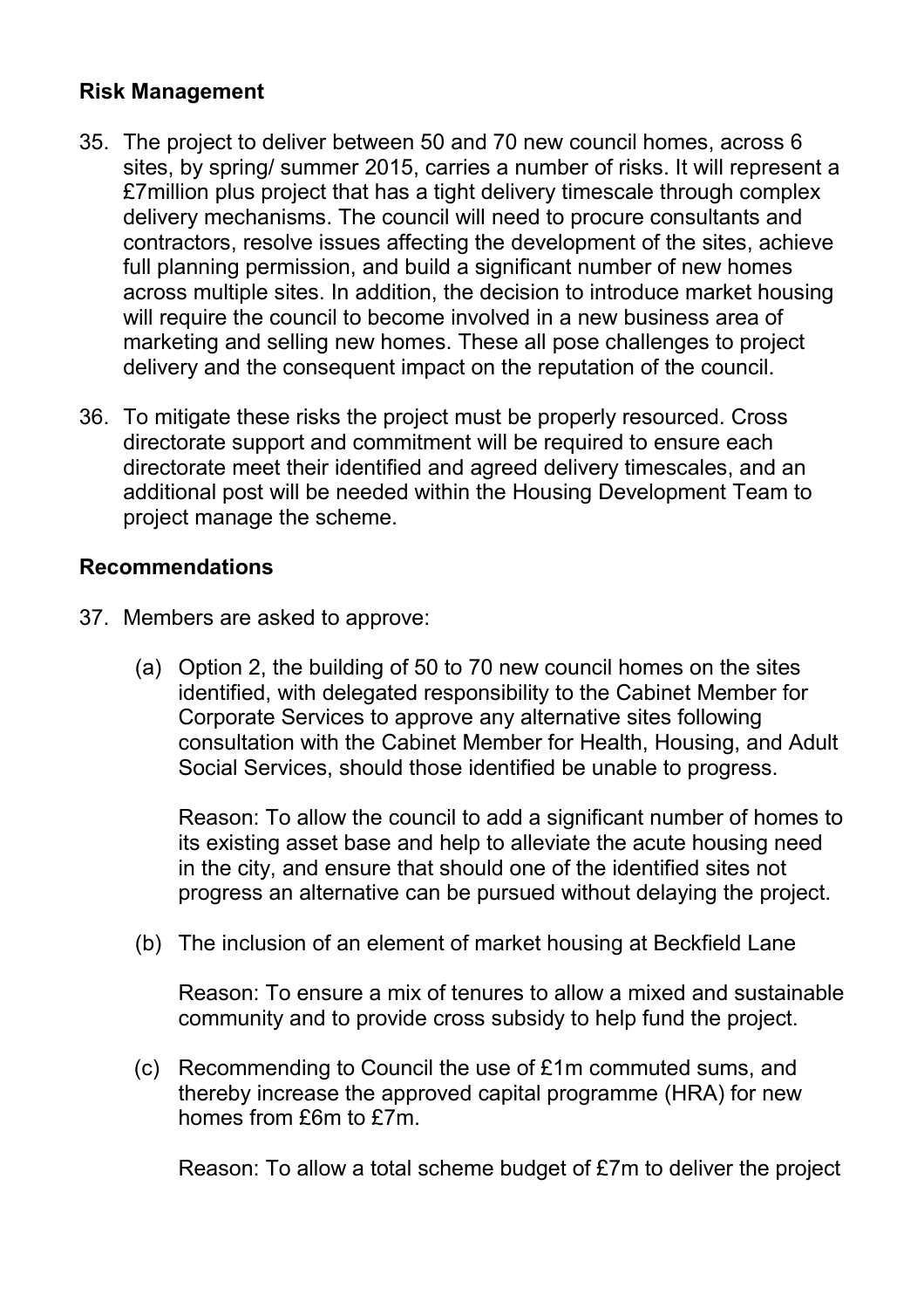## Risk Management

35. The project to deliver between 50 and 70 new council homes, across 6 sites, by spring/ summer 2015, carries a number of risks. It will represent a £7million plus project that has a tight delivery timescale through complex delivery mechanisms. The council will need to procure consultants and contractors, resolve issues affecting the development of the sites, achieve full planning permission, and build a significant number of new homes across multiple sites. In addition, the decision to introduce market housing will require the council to become involved in a new business area of marketing and selling new homes. These all pose challenges to project delivery and the consequent impact on the reputation of the council.

36. To mitigate these risks the project must be properly resourced. Cross directorate support and commitment will be required to ensure each directorate meet their identified and agreed delivery timescales, and an additional post will be needed within the Housing Development Team to project manage the scheme.

## Recommendations

37. Members are asked to approve:

    (a) Option 2, the building of 50 to 70 new council homes on the sites identified, with delegated responsibility to the Cabinet Member for Corporate Services to approve any alternative sites following consultation with the Cabinet Member for Health, Housing, and Adult Social Services, should those identified be unable to progress.

    Reason: To allow the council to add a significant number of homes to its existing asset base and help to alleviate the acute housing need in the city, and ensure that should one of the identified sites not progress an alternative can be pursued without delaying the project.

    (b) The inclusion of an element of market housing at Beckfield Lane

    Reason: To ensure a mix of tenures to allow a mixed and sustainable community and to provide cross subsidy to help fund the project.

    (c) Recommending to Council the use of £1m commuted sums, and thereby increase the approved capital programme (HRA) for new homes from £6m to £7m.

    Reason: To allow a total scheme budget of £7m to deliver the project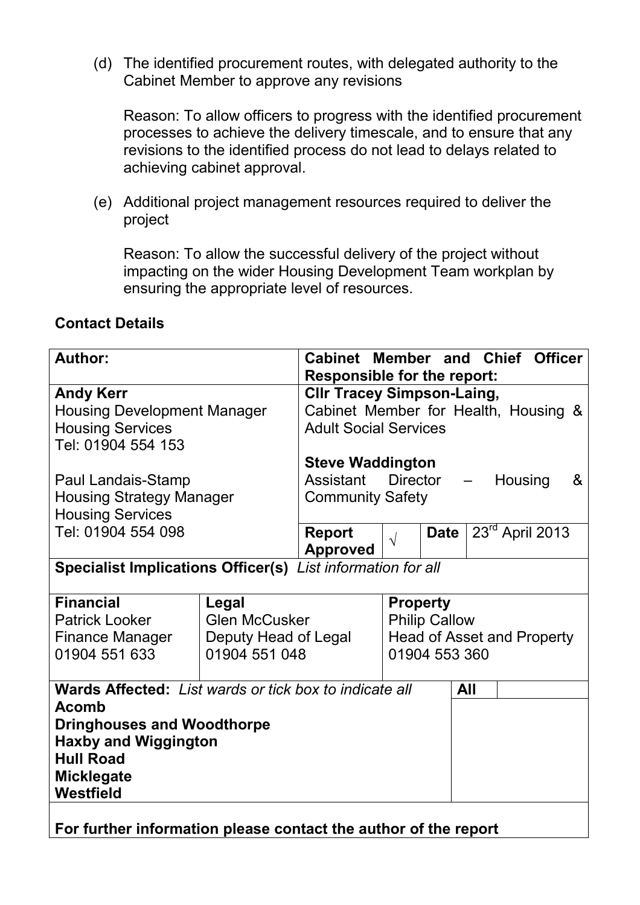(d) The identified procurement routes, with delegated authority to the Cabinet Member to approve any revisions

Reason: To allow officers to progress with the identified procurement processes to achieve the delivery timescale, and to ensure that any revisions to the identified process do not lead to delays related to achieving cabinet approval.

(e) Additional project management resources required to deliver the project

Reason: To allow the successful delivery of the project without impacting on the wider Housing Development Team workplan by ensuring the appropriate level of resources.

## Contact Details

| **Author:** | **Cabinet Member and Chief Officer Responsible for the report:** | | | |
|---|---|---|---|---|
| **Andy Kerr**<br>Housing Development Manager<br>Housing Services<br>Tel: 01904 554 153<br><br>Paul Landais-Stamp<br>Housing Strategy Manager<br>Housing Services<br>Tel: 01904 554 098 | **Cllr Tracey Simpson-Laing,**<br>Cabinet Member for Health, Housing & Adult Social Services<br><br>**Steve Waddington**<br>Assistant Director – Housing & Community Safety | | | |
| | **Report Approved** | √ | **Date** | 23rd April 2013 |

**Specialist Implications Officer(s)** *List information for all*

| **Financial** | **Legal** | **Property** |
|---|---|---|
| Patrick Looker<br>Finance Manager<br>01904 551 633 | Glen McCusker<br>Deputy Head of Legal<br>01904 551 048 | Philip Callow<br>Head of Asset and Property<br>01904 553 360 |

| **Wards Affected:** *List wards or tick box to indicate all* | **All** | |
|---|---|---|
| **Acomb**<br>**Dringhouses and Woodthorpe**<br>**Haxby and Wiggington**<br>**Hull Road**<br>**Micklegate**<br>**Westfield** | | |

**For further information please contact the author of the report**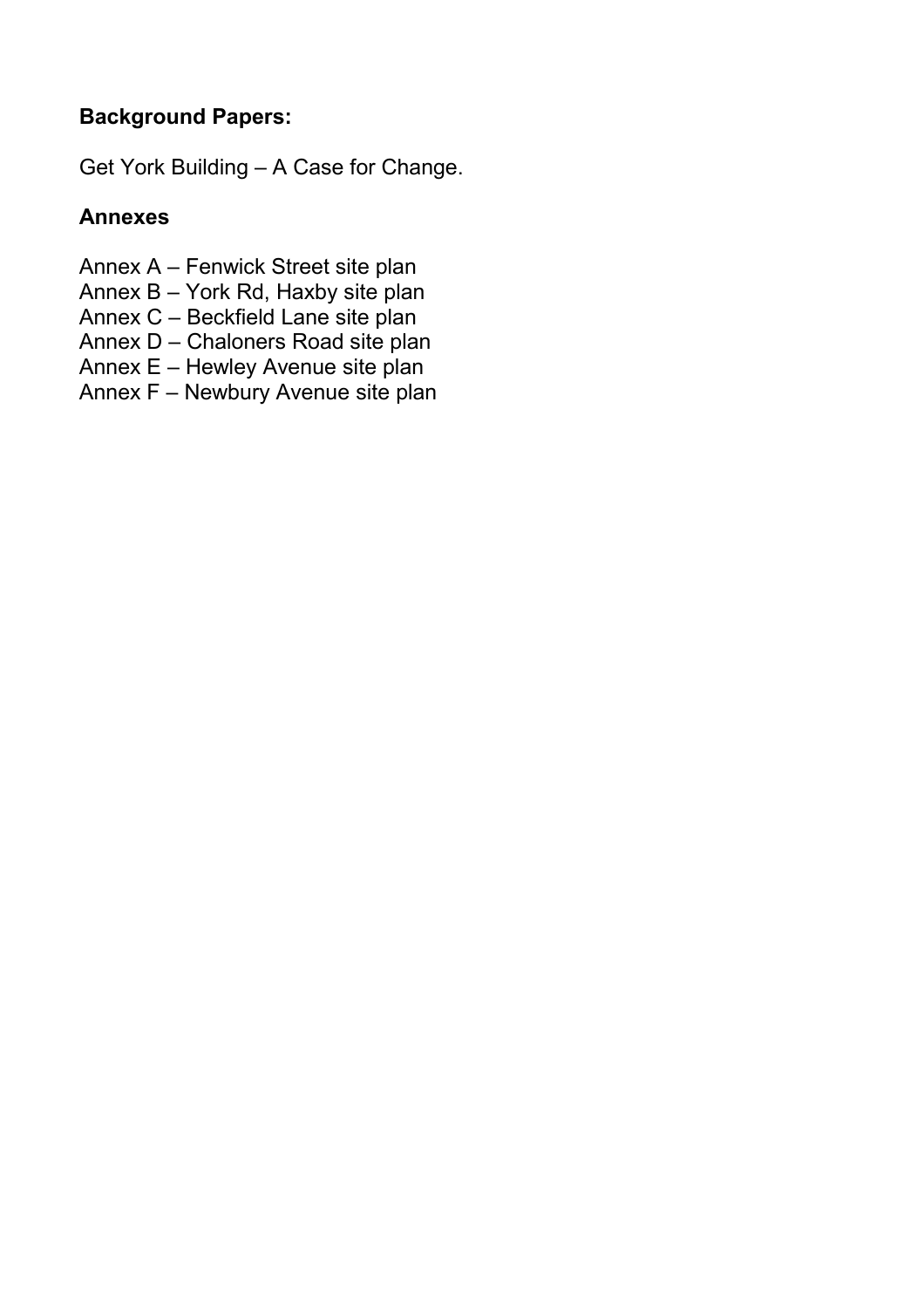**Background Papers:**

Get York Building – A Case for Change.

**Annexes**

Annex A – Fenwick Street site plan
Annex B – York Rd, Haxby site plan
Annex C – Beckfield Lane site plan
Annex D – Chaloners Road site plan
Annex E – Hewley Avenue site plan
Annex F – Newbury Avenue site plan